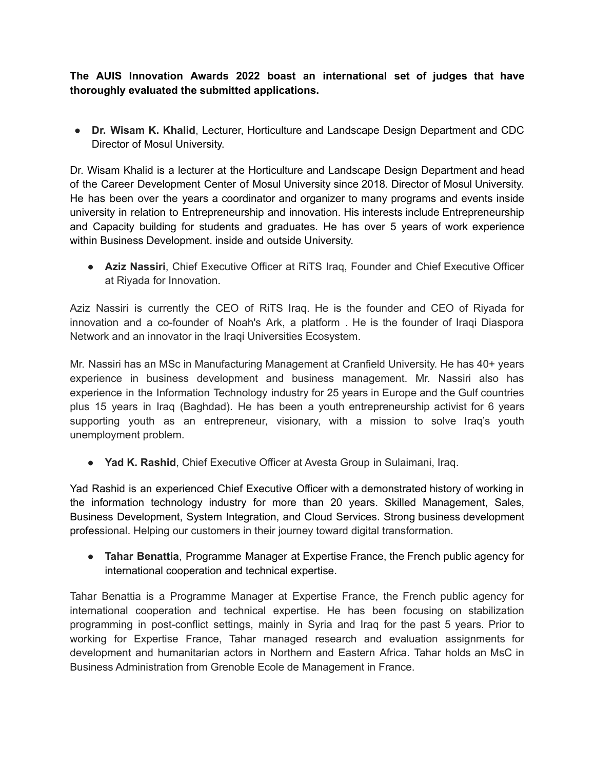**The AUIS Innovation Awards 2022 boast an international set of judges that have thoroughly evaluated the submitted applications.**

- **Dr. Wisam K. Khalid**, Lecturer, Horticulture and Landscape Design Department and CDC Director of Mosul University.

Dr. Wisam Khalid is a lecturer at the Horticulture and Landscape Design Department and head of the Career Development Center of Mosul University since 2018. Director of Mosul University. He has been over the years a coordinator and organizer to many programs and events inside university in relation to Entrepreneurship and innovation. His interests include Entrepreneurship and Capacity building for students and graduates. He has over 5 years of work experience within Business Development. inside and outside University.

- **Aziz Nassiri**, Chief Executive Officer at RiTS Iraq, Founder and Chief Executive Officer at Riyada for Innovation.

Aziz Nassiri is currently the CEO of RiTS Iraq. He is the founder and CEO of Riyada for innovation and a co-founder of Noah's Ark, a platform . He is the founder of Iraqi Diaspora Network and an innovator in the Iraqi Universities Ecosystem.

Mr. Nassiri has an MSc in Manufacturing Management at Cranfield University. He has 40+ years experience in business development and business management. Mr. Nassiri also has experience in the Information Technology industry for 25 years in Europe and the Gulf countries plus 15 years in Iraq (Baghdad). He has been a youth entrepreneurship activist for 6 years supporting youth as an entrepreneur, visionary, with a mission to solve Iraq's youth unemployment problem.

- **Yad K. Rashid**, Chief Executive Officer at Avesta Group in Sulaimani, Iraq.

Yad Rashid is an experienced Chief Executive Officer with a demonstrated history of working in the information technology industry for more than 20 years. Skilled Management, Sales, Business Development, System Integration, and Cloud Services. Strong business development professional. Helping our customers in their journey toward digital transformation.

- **Tahar Benattia**, Programme Manager at Expertise France, the French public agency for international cooperation and technical expertise.

Tahar Benattia is a Programme Manager at Expertise France, the French public agency for international cooperation and technical expertise. He has been focusing on stabilization programming in post-conflict settings, mainly in Syria and Iraq for the past 5 years. Prior to working for Expertise France, Tahar managed research and evaluation assignments for development and humanitarian actors in Northern and Eastern Africa. Tahar holds an MsC in Business Administration from Grenoble Ecole de Management in France.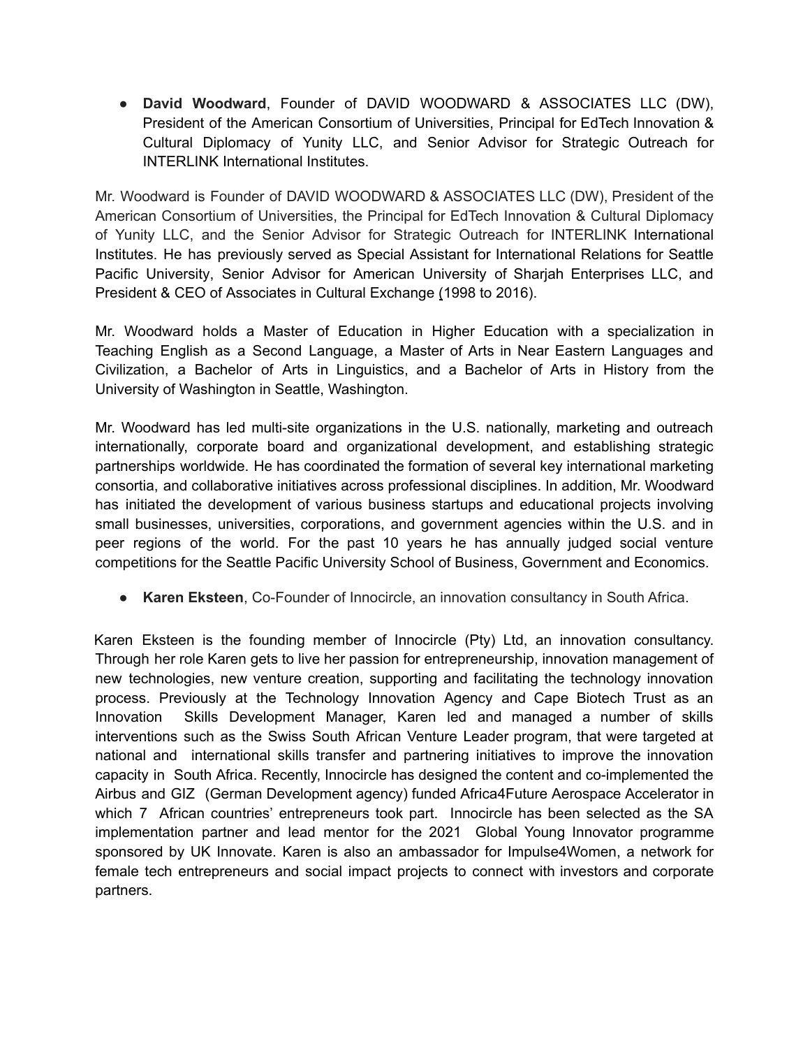- **David Woodward**, Founder of DAVID WOODWARD & ASSOCIATES LLC (DW), President of the American Consortium of Universities, Principal for EdTech Innovation & Cultural Diplomacy of Yunity LLC, and Senior Advisor for Strategic Outreach for INTERLINK International Institutes.

Mr. Woodward is Founder of DAVID WOODWARD & ASSOCIATES LLC (DW), President of the American Consortium of Universities, the Principal for EdTech Innovation & Cultural Diplomacy of Yunity LLC, and the Senior Advisor for Strategic Outreach for INTERLINK International Institutes. He has previously served as Special Assistant for International Relations for Seattle Pacific University, Senior Advisor for American University of Sharjah Enterprises LLC, and President & CEO of Associates in Cultural Exchange (1998 to 2016).

Mr. Woodward holds a Master of Education in Higher Education with a specialization in Teaching English as a Second Language, a Master of Arts in Near Eastern Languages and Civilization, a Bachelor of Arts in Linguistics, and a Bachelor of Arts in History from the University of Washington in Seattle, Washington.

Mr. Woodward has led multi-site organizations in the U.S. nationally, marketing and outreach internationally, corporate board and organizational development, and establishing strategic partnerships worldwide. He has coordinated the formation of several key international marketing consortia, and collaborative initiatives across professional disciplines. In addition, Mr. Woodward has initiated the development of various business startups and educational projects involving small businesses, universities, corporations, and government agencies within the U.S. and in peer regions of the world. For the past 10 years he has annually judged social venture competitions for the Seattle Pacific University School of Business, Government and Economics.

- **Karen Eksteen**, Co-Founder of Innocircle, an innovation consultancy in South Africa.

Karen Eksteen is the founding member of Innocircle (Pty) Ltd, an innovation consultancy. Through her role Karen gets to live her passion for entrepreneurship, innovation management of new technologies, new venture creation, supporting and facilitating the technology innovation process. Previously at the Technology Innovation Agency and Cape Biotech Trust as an Innovation Skills Development Manager, Karen led and managed a number of skills interventions such as the Swiss South African Venture Leader program, that were targeted at national and international skills transfer and partnering initiatives to improve the innovation capacity in South Africa. Recently, Innocircle has designed the content and co-implemented the Airbus and GIZ (German Development agency) funded Africa4Future Aerospace Accelerator in which 7 African countries' entrepreneurs took part. Innocircle has been selected as the SA implementation partner and lead mentor for the 2021 Global Young Innovator programme sponsored by UK Innovate. Karen is also an ambassador for Impulse4Women, a network for female tech entrepreneurs and social impact projects to connect with investors and corporate partners.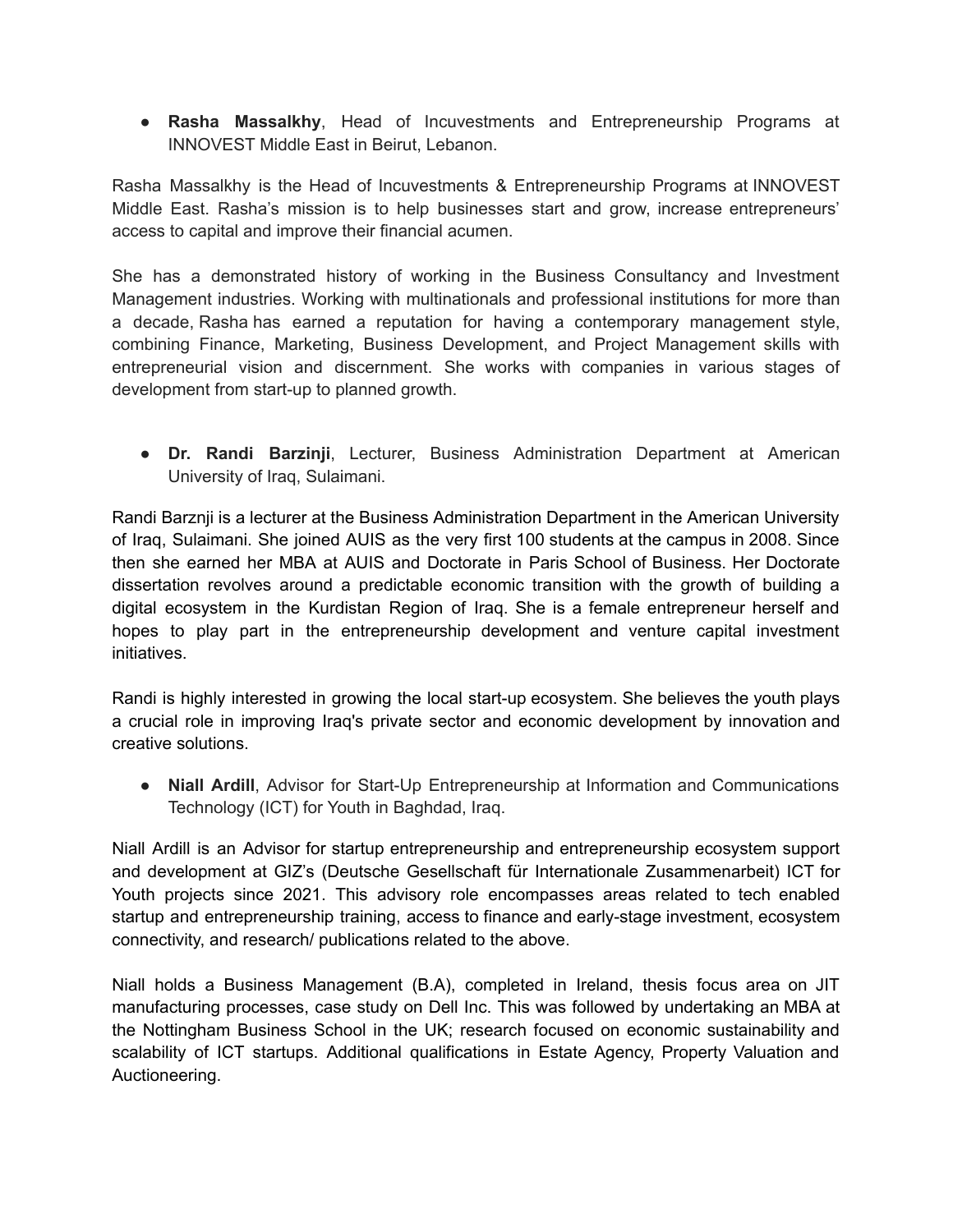- **Rasha Massalkhy**, Head of Incuvestments and Entrepreneurship Programs at INNOVEST Middle East in Beirut, Lebanon.

Rasha Massalkhy is the Head of Incuvestments & Entrepreneurship Programs at INNOVEST Middle East. Rasha's mission is to help businesses start and grow, increase entrepreneurs' access to capital and improve their financial acumen.

She has a demonstrated history of working in the Business Consultancy and Investment Management industries. Working with multinationals and professional institutions for more than a decade, Rasha has earned a reputation for having a contemporary management style, combining Finance, Marketing, Business Development, and Project Management skills with entrepreneurial vision and discernment. She works with companies in various stages of development from start-up to planned growth.

- **Dr. Randi Barzinji**, Lecturer, Business Administration Department at American University of Iraq, Sulaimani.

Randi Barznji is a lecturer at the Business Administration Department in the American University of Iraq, Sulaimani. She joined AUIS as the very first 100 students at the campus in 2008. Since then she earned her MBA at AUIS and Doctorate in Paris School of Business. Her Doctorate dissertation revolves around a predictable economic transition with the growth of building a digital ecosystem in the Kurdistan Region of Iraq. She is a female entrepreneur herself and hopes to play part in the entrepreneurship development and venture capital investment initiatives.

Randi is highly interested in growing the local start-up ecosystem. She believes the youth plays a crucial role in improving Iraq's private sector and economic development by innovation and creative solutions.

- **Niall Ardill**, Advisor for Start-Up Entrepreneurship at Information and Communications Technology (ICT) for Youth in Baghdad, Iraq.

Niall Ardill is an Advisor for startup entrepreneurship and entrepreneurship ecosystem support and development at GIZ's (Deutsche Gesellschaft für Internationale Zusammenarbeit) ICT for Youth projects since 2021. This advisory role encompasses areas related to tech enabled startup and entrepreneurship training, access to finance and early-stage investment, ecosystem connectivity, and research/ publications related to the above.

Niall holds a Business Management (B.A), completed in Ireland, thesis focus area on JIT manufacturing processes, case study on Dell Inc. This was followed by undertaking an MBA at the Nottingham Business School in the UK; research focused on economic sustainability and scalability of ICT startups. Additional qualifications in Estate Agency, Property Valuation and Auctioneering.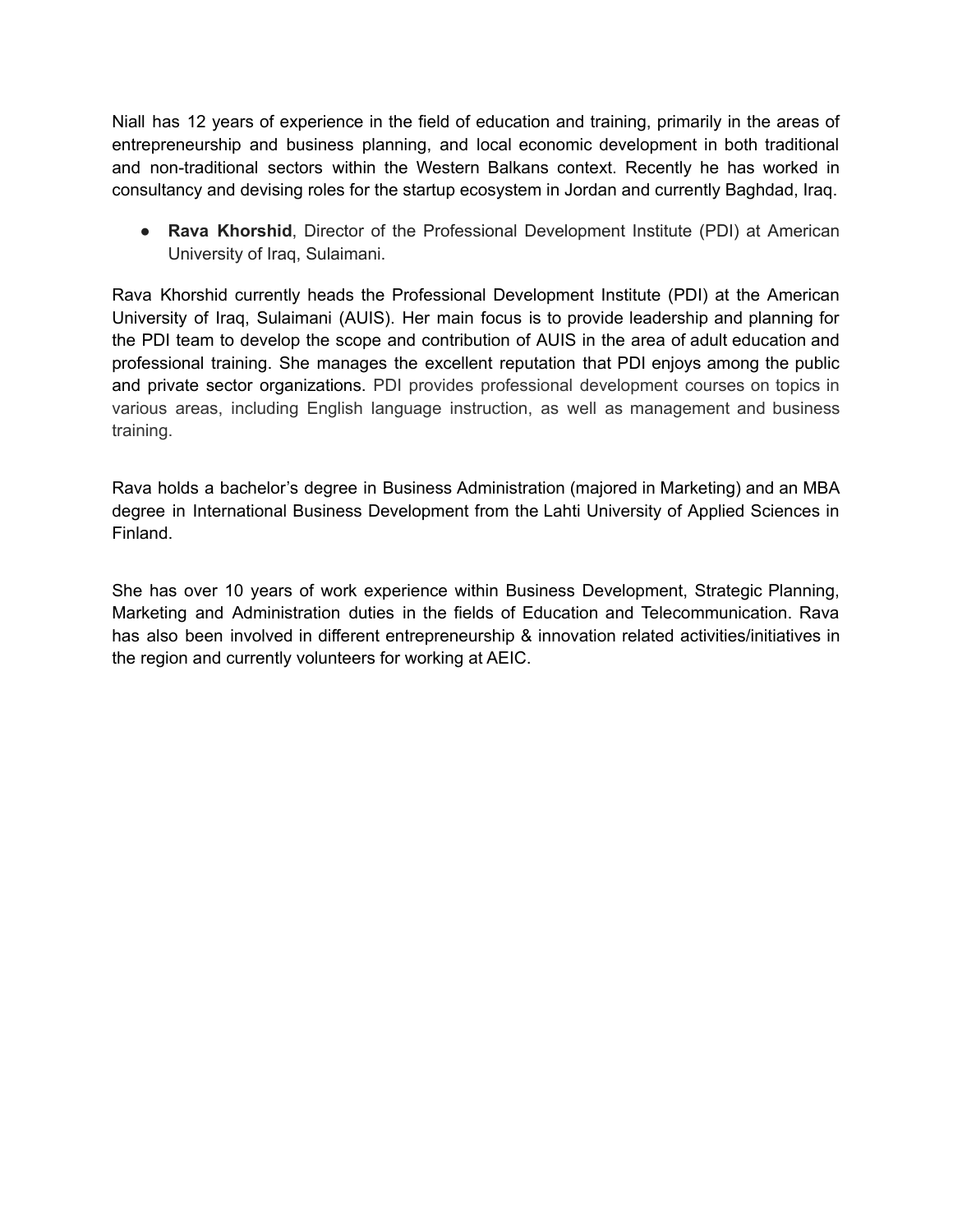Niall has 12 years of experience in the field of education and training, primarily in the areas of entrepreneurship and business planning, and local economic development in both traditional and non-traditional sectors within the Western Balkans context. Recently he has worked in consultancy and devising roles for the startup ecosystem in Jordan and currently Baghdad, Iraq.

- **Rava Khorshid**, Director of the Professional Development Institute (PDI) at American University of Iraq, Sulaimani.

Rava Khorshid currently heads the Professional Development Institute (PDI) at the American University of Iraq, Sulaimani (AUIS). Her main focus is to provide leadership and planning for the PDI team to develop the scope and contribution of AUIS in the area of adult education and professional training. She manages the excellent reputation that PDI enjoys among the public and private sector organizations. PDI provides professional development courses on topics in various areas, including English language instruction, as well as management and business training.

Rava holds a bachelor's degree in Business Administration (majored in Marketing) and an MBA degree in International Business Development from the Lahti University of Applied Sciences in Finland.

She has over 10 years of work experience within Business Development, Strategic Planning, Marketing and Administration duties in the fields of Education and Telecommunication. Rava has also been involved in different entrepreneurship & innovation related activities/initiatives in the region and currently volunteers for working at AEIC.